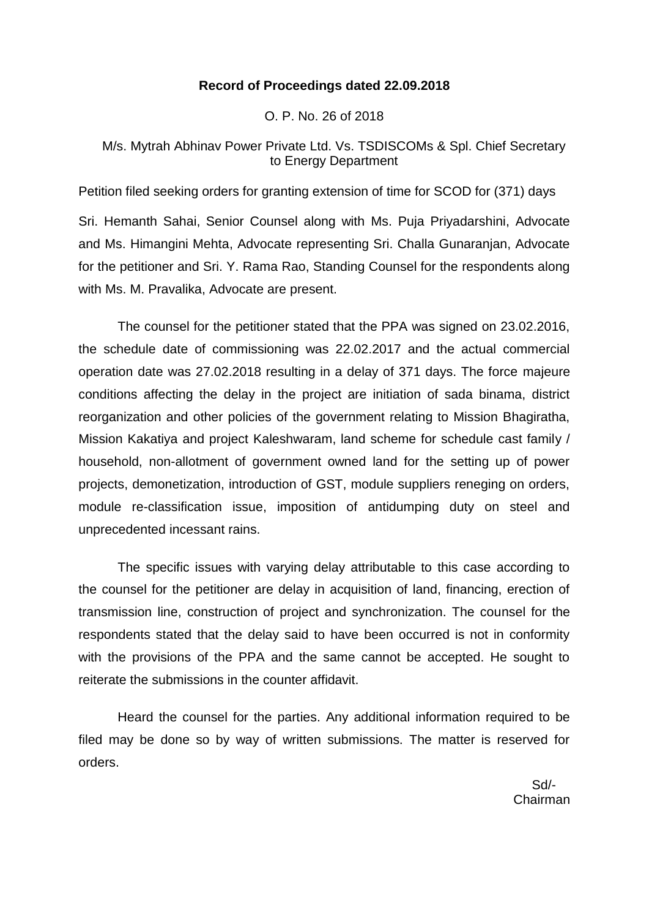**Record of Proceedings dated 22.09.2018**

O. P. No. 26 of 2018

M/s. Mytrah Abhinav Power Private Ltd. Vs. TSDISCOMs & Spl. Chief Secretary to Energy Department

Petition filed seeking orders for granting extension of time for SCOD for (371) days

Sri. Hemanth Sahai, Senior Counsel along with Ms. Puja Priyadarshini, Advocate and Ms. Himangini Mehta, Advocate representing Sri. Challa Gunaranjan, Advocate for the petitioner and Sri. Y. Rama Rao, Standing Counsel for the respondents along with Ms. M. Pravalika, Advocate are present.

The counsel for the petitioner stated that the PPA was signed on 23.02.2016, the schedule date of commissioning was 22.02.2017 and the actual commercial operation date was 27.02.2018 resulting in a delay of 371 days. The force majeure conditions affecting the delay in the project are initiation of sada binama, district reorganization and other policies of the government relating to Mission Bhagiratha, Mission Kakatiya and project Kaleshwaram, land scheme for schedule cast family / household, non-allotment of government owned land for the setting up of power projects, demonetization, introduction of GST, module suppliers reneging on orders, module re-classification issue, imposition of antidumping duty on steel and unprecedented incessant rains.

The specific issues with varying delay attributable to this case according to the counsel for the petitioner are delay in acquisition of land, financing, erection of transmission line, construction of project and synchronization. The counsel for the respondents stated that the delay said to have been occurred is not in conformity with the provisions of the PPA and the same cannot be accepted. He sought to reiterate the submissions in the counter affidavit.

Heard the counsel for the parties. Any additional information required to be filed may be done so by way of written submissions. The matter is reserved for orders.

Sd/-
Chairman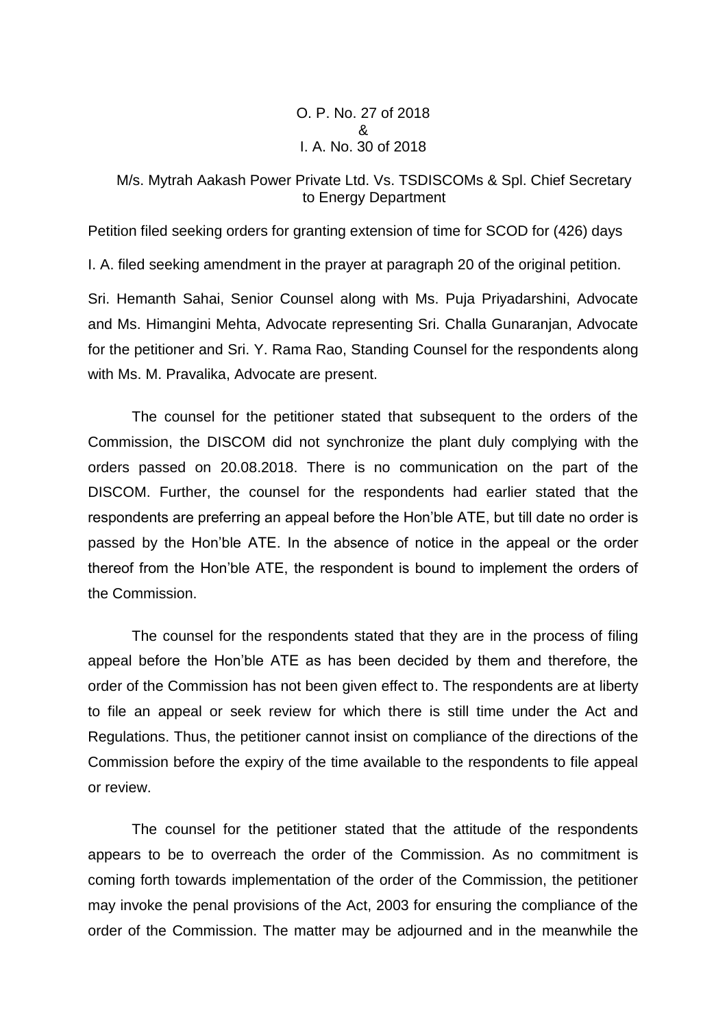O. P. No. 27 of 2018
&
I. A. No. 30 of 2018

M/s. Mytrah Aakash Power Private Ltd. Vs. TSDISCOMs & Spl. Chief Secretary to Energy Department

Petition filed seeking orders for granting extension of time for SCOD for (426) days

I. A. filed seeking amendment in the prayer at paragraph 20 of the original petition.

Sri. Hemanth Sahai, Senior Counsel along with Ms. Puja Priyadarshini, Advocate and Ms. Himangini Mehta, Advocate representing Sri. Challa Gunaranjan, Advocate for the petitioner and Sri. Y. Rama Rao, Standing Counsel for the respondents along with Ms. M. Pravalika, Advocate are present.

The counsel for the petitioner stated that subsequent to the orders of the Commission, the DISCOM did not synchronize the plant duly complying with the orders passed on 20.08.2018. There is no communication on the part of the DISCOM. Further, the counsel for the respondents had earlier stated that the respondents are preferring an appeal before the Hon'ble ATE, but till date no order is passed by the Hon'ble ATE. In the absence of notice in the appeal or the order thereof from the Hon'ble ATE, the respondent is bound to implement the orders of the Commission.

The counsel for the respondents stated that they are in the process of filing appeal before the Hon'ble ATE as has been decided by them and therefore, the order of the Commission has not been given effect to. The respondents are at liberty to file an appeal or seek review for which there is still time under the Act and Regulations. Thus, the petitioner cannot insist on compliance of the directions of the Commission before the expiry of the time available to the respondents to file appeal or review.

The counsel for the petitioner stated that the attitude of the respondents appears to be to overreach the order of the Commission. As no commitment is coming forth towards implementation of the order of the Commission, the petitioner may invoke the penal provisions of the Act, 2003 for ensuring the compliance of the order of the Commission. The matter may be adjourned and in the meanwhile the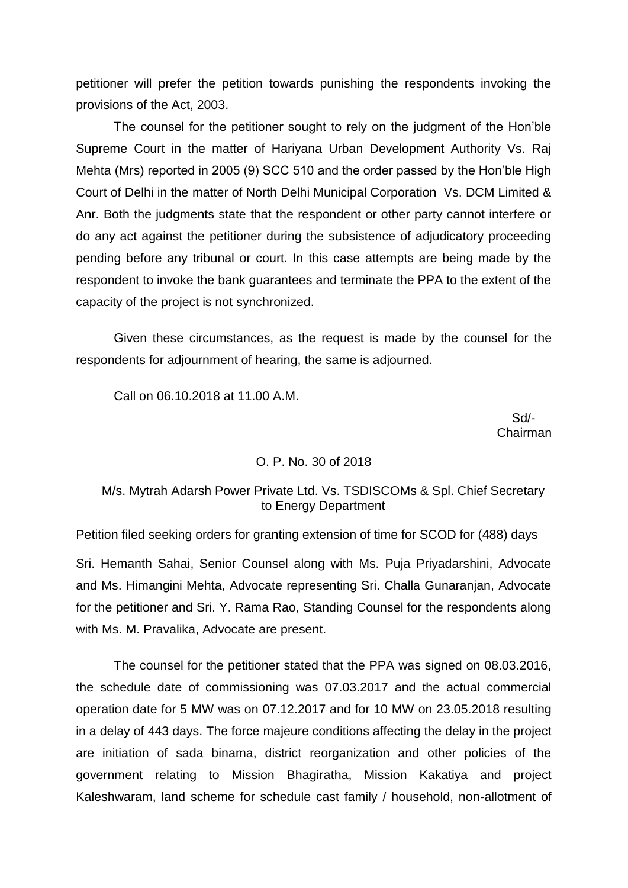petitioner will prefer the petition towards punishing the respondents invoking the provisions of the Act, 2003.

The counsel for the petitioner sought to rely on the judgment of the Hon'ble Supreme Court in the matter of Hariyana Urban Development Authority Vs. Raj Mehta (Mrs) reported in 2005 (9) SCC 510 and the order passed by the Hon'ble High Court of Delhi in the matter of North Delhi Municipal Corporation Vs. DCM Limited & Anr. Both the judgments state that the respondent or other party cannot interfere or do any act against the petitioner during the subsistence of adjudicatory proceeding pending before any tribunal or court. In this case attempts are being made by the respondent to invoke the bank guarantees and terminate the PPA to the extent of the capacity of the project is not synchronized.

Given these circumstances, as the request is made by the counsel for the respondents for adjournment of hearing, the same is adjourned.

Call on 06.10.2018 at 11.00 A.M.

Sd/-
Chairman

O. P. No. 30 of 2018

M/s. Mytrah Adarsh Power Private Ltd. Vs. TSDISCOMs & Spl. Chief Secretary to Energy Department

Petition filed seeking orders for granting extension of time for SCOD for (488) days

Sri. Hemanth Sahai, Senior Counsel along with Ms. Puja Priyadarshini, Advocate and Ms. Himangini Mehta, Advocate representing Sri. Challa Gunaranjan, Advocate for the petitioner and Sri. Y. Rama Rao, Standing Counsel for the respondents along with Ms. M. Pravalika, Advocate are present.

The counsel for the petitioner stated that the PPA was signed on 08.03.2016, the schedule date of commissioning was 07.03.2017 and the actual commercial operation date for 5 MW was on 07.12.2017 and for 10 MW on 23.05.2018 resulting in a delay of 443 days. The force majeure conditions affecting the delay in the project are initiation of sada binama, district reorganization and other policies of the government relating to Mission Bhagiratha, Mission Kakatiya and project Kaleshwaram, land scheme for schedule cast family / household, non-allotment of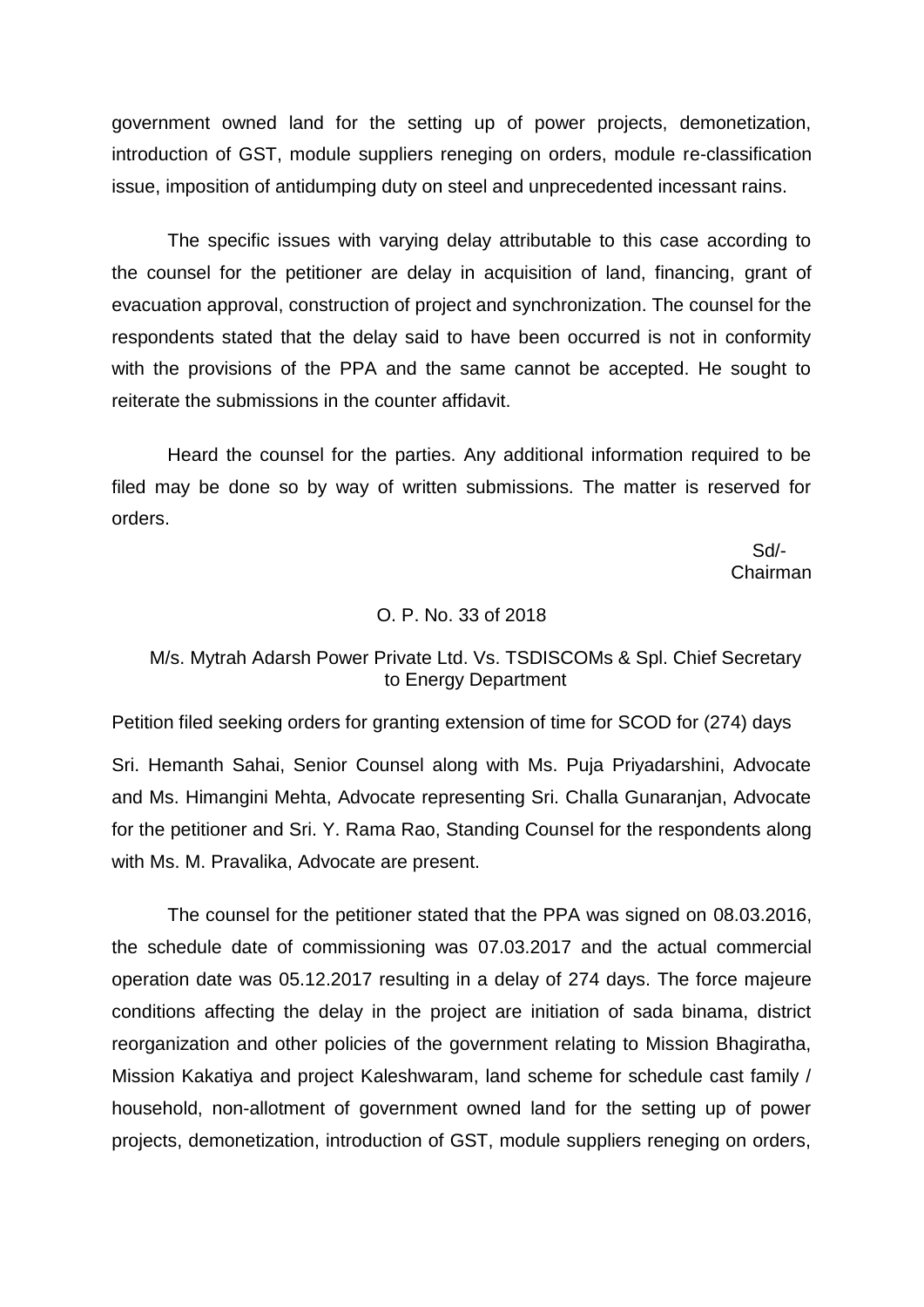government owned land for the setting up of power projects, demonetization, introduction of GST, module suppliers reneging on orders, module re-classification issue, imposition of antidumping duty on steel and unprecedented incessant rains.

The specific issues with varying delay attributable to this case according to the counsel for the petitioner are delay in acquisition of land, financing, grant of evacuation approval, construction of project and synchronization. The counsel for the respondents stated that the delay said to have been occurred is not in conformity with the provisions of the PPA and the same cannot be accepted. He sought to reiterate the submissions in the counter affidavit.

Heard the counsel for the parties. Any additional information required to be filed may be done so by way of written submissions. The matter is reserved for orders.

Sd/-
Chairman

O. P. No. 33 of 2018

M/s. Mytrah Adarsh Power Private Ltd. Vs. TSDISCOMs & Spl. Chief Secretary to Energy Department

Petition filed seeking orders for granting extension of time for SCOD for (274) days

Sri. Hemanth Sahai, Senior Counsel along with Ms. Puja Priyadarshini, Advocate and Ms. Himangini Mehta, Advocate representing Sri. Challa Gunaranjan, Advocate for the petitioner and Sri. Y. Rama Rao, Standing Counsel for the respondents along with Ms. M. Pravalika, Advocate are present.

The counsel for the petitioner stated that the PPA was signed on 08.03.2016, the schedule date of commissioning was 07.03.2017 and the actual commercial operation date was 05.12.2017 resulting in a delay of 274 days. The force majeure conditions affecting the delay in the project are initiation of sada binama, district reorganization and other policies of the government relating to Mission Bhagiratha, Mission Kakatiya and project Kaleshwaram, land scheme for schedule cast family / household, non-allotment of government owned land for the setting up of power projects, demonetization, introduction of GST, module suppliers reneging on orders,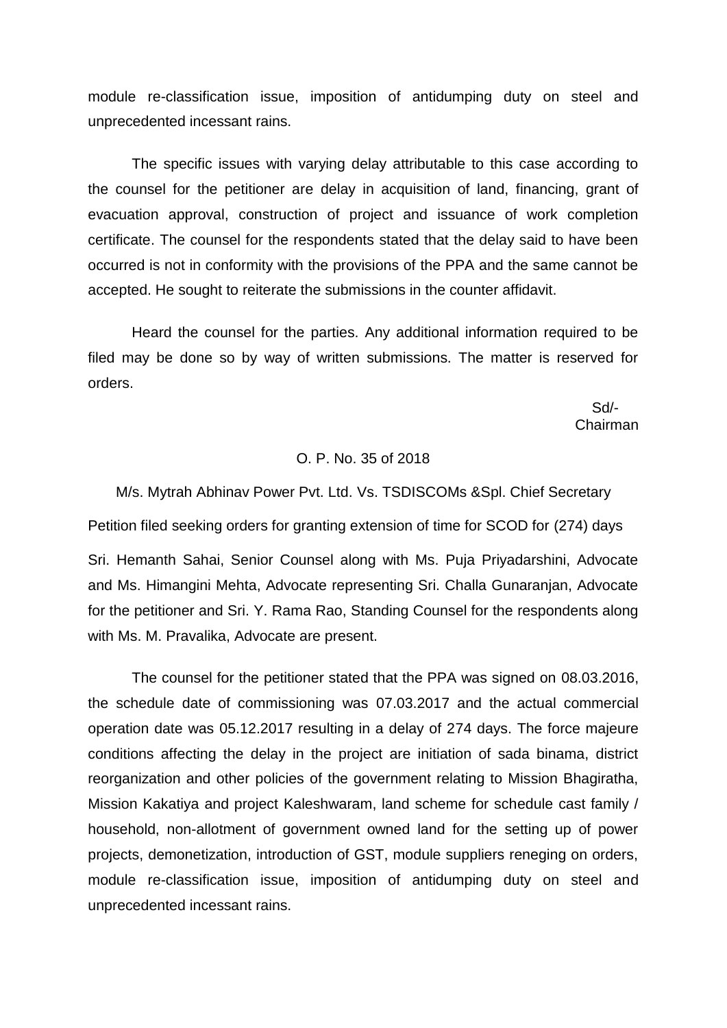module re-classification issue, imposition of antidumping duty on steel and unprecedented incessant rains.

The specific issues with varying delay attributable to this case according to the counsel for the petitioner are delay in acquisition of land, financing, grant of evacuation approval, construction of project and issuance of work completion certificate. The counsel for the respondents stated that the delay said to have been occurred is not in conformity with the provisions of the PPA and the same cannot be accepted. He sought to reiterate the submissions in the counter affidavit.

Heard the counsel for the parties. Any additional information required to be filed may be done so by way of written submissions. The matter is reserved for orders.

Sd/-
Chairman

O. P. No. 35 of 2018

M/s. Mytrah Abhinav Power Pvt. Ltd. Vs. TSDISCOMs &Spl. Chief Secretary

Petition filed seeking orders for granting extension of time for SCOD for (274) days

Sri. Hemanth Sahai, Senior Counsel along with Ms. Puja Priyadarshini, Advocate and Ms. Himangini Mehta, Advocate representing Sri. Challa Gunaranjan, Advocate for the petitioner and Sri. Y. Rama Rao, Standing Counsel for the respondents along with Ms. M. Pravalika, Advocate are present.

The counsel for the petitioner stated that the PPA was signed on 08.03.2016, the schedule date of commissioning was 07.03.2017 and the actual commercial operation date was 05.12.2017 resulting in a delay of 274 days. The force majeure conditions affecting the delay in the project are initiation of sada binama, district reorganization and other policies of the government relating to Mission Bhagiratha, Mission Kakatiya and project Kaleshwaram, land scheme for schedule cast family / household, non-allotment of government owned land for the setting up of power projects, demonetization, introduction of GST, module suppliers reneging on orders, module re-classification issue, imposition of antidumping duty on steel and unprecedented incessant rains.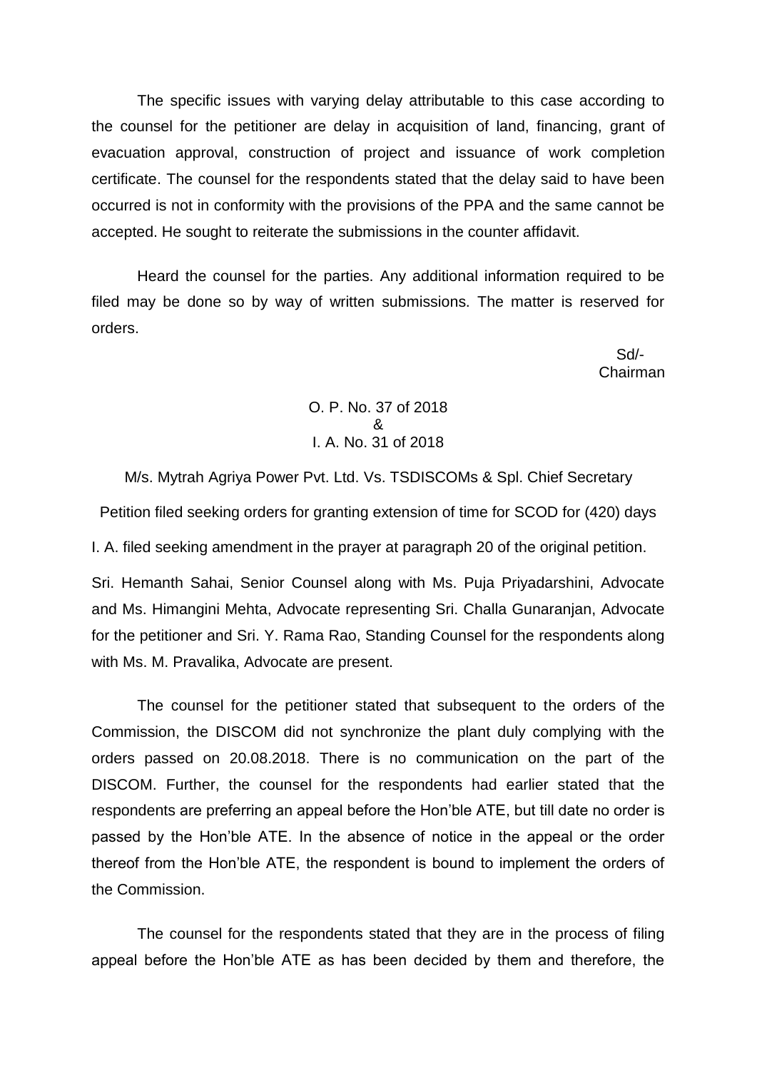The specific issues with varying delay attributable to this case according to the counsel for the petitioner are delay in acquisition of land, financing, grant of evacuation approval, construction of project and issuance of work completion certificate. The counsel for the respondents stated that the delay said to have been occurred is not in conformity with the provisions of the PPA and the same cannot be accepted. He sought to reiterate the submissions in the counter affidavit.

Heard the counsel for the parties. Any additional information required to be filed may be done so by way of written submissions. The matter is reserved for orders.

Sd/-
Chairman

O. P. No. 37 of 2018
&
I. A. No. 31 of 2018

M/s. Mytrah Agriya Power Pvt. Ltd. Vs. TSDISCOMs & Spl. Chief Secretary

Petition filed seeking orders for granting extension of time for SCOD for (420) days

I. A. filed seeking amendment in the prayer at paragraph 20 of the original petition.

Sri. Hemanth Sahai, Senior Counsel along with Ms. Puja Priyadarshini, Advocate and Ms. Himangini Mehta, Advocate representing Sri. Challa Gunaranjan, Advocate for the petitioner and Sri. Y. Rama Rao, Standing Counsel for the respondents along with Ms. M. Pravalika, Advocate are present.

The counsel for the petitioner stated that subsequent to the orders of the Commission, the DISCOM did not synchronize the plant duly complying with the orders passed on 20.08.2018. There is no communication on the part of the DISCOM. Further, the counsel for the respondents had earlier stated that the respondents are preferring an appeal before the Hon'ble ATE, but till date no order is passed by the Hon'ble ATE. In the absence of notice in the appeal or the order thereof from the Hon'ble ATE, the respondent is bound to implement the orders of the Commission.

The counsel for the respondents stated that they are in the process of filing appeal before the Hon'ble ATE as has been decided by them and therefore, the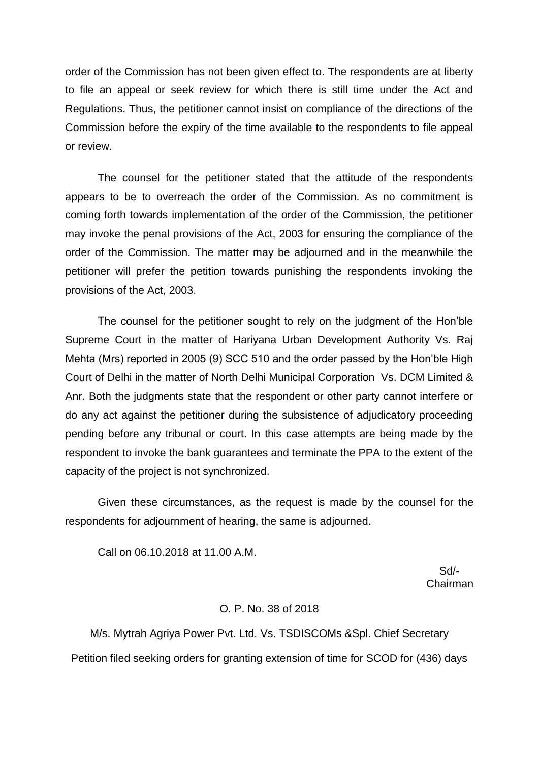order of the Commission has not been given effect to. The respondents are at liberty to file an appeal or seek review for which there is still time under the Act and Regulations. Thus, the petitioner cannot insist on compliance of the directions of the Commission before the expiry of the time available to the respondents to file appeal or review.

The counsel for the petitioner stated that the attitude of the respondents appears to be to overreach the order of the Commission. As no commitment is coming forth towards implementation of the order of the Commission, the petitioner may invoke the penal provisions of the Act, 2003 for ensuring the compliance of the order of the Commission. The matter may be adjourned and in the meanwhile the petitioner will prefer the petition towards punishing the respondents invoking the provisions of the Act, 2003.

The counsel for the petitioner sought to rely on the judgment of the Hon'ble Supreme Court in the matter of Hariyana Urban Development Authority Vs. Raj Mehta (Mrs) reported in 2005 (9) SCC 510 and the order passed by the Hon'ble High Court of Delhi in the matter of North Delhi Municipal Corporation Vs. DCM Limited & Anr. Both the judgments state that the respondent or other party cannot interfere or do any act against the petitioner during the subsistence of adjudicatory proceeding pending before any tribunal or court. In this case attempts are being made by the respondent to invoke the bank guarantees and terminate the PPA to the extent of the capacity of the project is not synchronized.

Given these circumstances, as the request is made by the counsel for the respondents for adjournment of hearing, the same is adjourned.

Call on 06.10.2018 at 11.00 A.M.

Sd/-
Chairman

O. P. No. 38 of 2018

M/s. Mytrah Agriya Power Pvt. Ltd. Vs. TSDISCOMs &Spl. Chief Secretary

Petition filed seeking orders for granting extension of time for SCOD for (436) days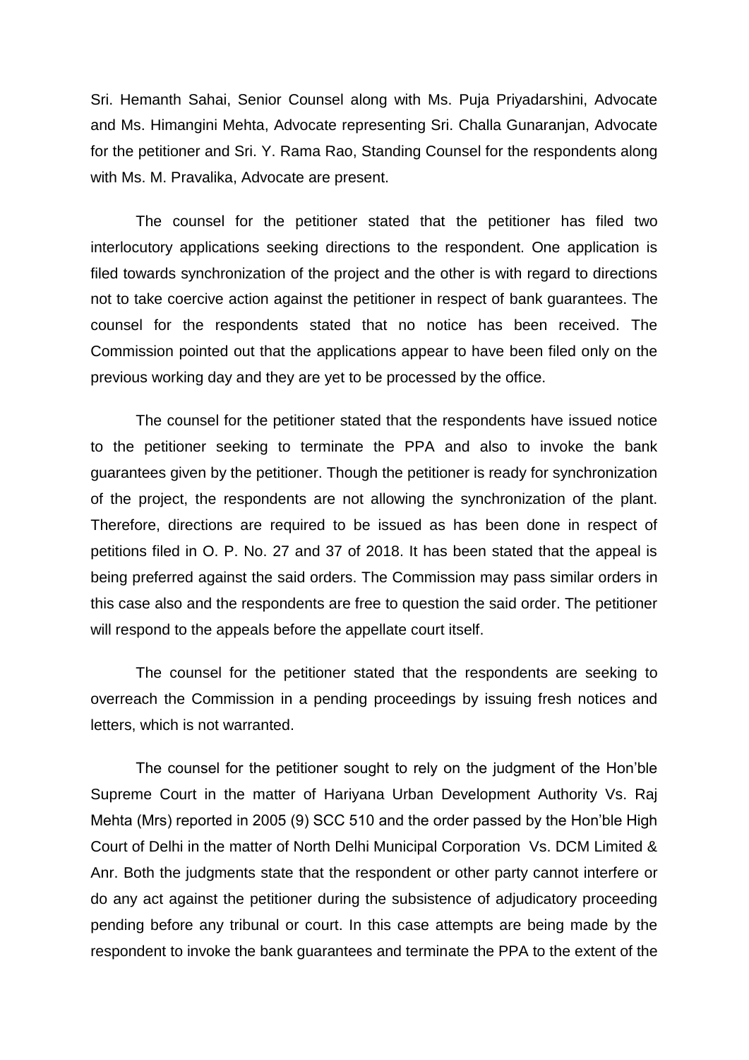Sri. Hemanth Sahai, Senior Counsel along with Ms. Puja Priyadarshini, Advocate and Ms. Himangini Mehta, Advocate representing Sri. Challa Gunaranjan, Advocate for the petitioner and Sri. Y. Rama Rao, Standing Counsel for the respondents along with Ms. M. Pravalika, Advocate are present.

The counsel for the petitioner stated that the petitioner has filed two interlocutory applications seeking directions to the respondent. One application is filed towards synchronization of the project and the other is with regard to directions not to take coercive action against the petitioner in respect of bank guarantees. The counsel for the respondents stated that no notice has been received. The Commission pointed out that the applications appear to have been filed only on the previous working day and they are yet to be processed by the office.

The counsel for the petitioner stated that the respondents have issued notice to the petitioner seeking to terminate the PPA and also to invoke the bank guarantees given by the petitioner. Though the petitioner is ready for synchronization of the project, the respondents are not allowing the synchronization of the plant. Therefore, directions are required to be issued as has been done in respect of petitions filed in O. P. No. 27 and 37 of 2018. It has been stated that the appeal is being preferred against the said orders. The Commission may pass similar orders in this case also and the respondents are free to question the said order. The petitioner will respond to the appeals before the appellate court itself.

The counsel for the petitioner stated that the respondents are seeking to overreach the Commission in a pending proceedings by issuing fresh notices and letters, which is not warranted.

The counsel for the petitioner sought to rely on the judgment of the Hon'ble Supreme Court in the matter of Hariyana Urban Development Authority Vs. Raj Mehta (Mrs) reported in 2005 (9) SCC 510 and the order passed by the Hon'ble High Court of Delhi in the matter of North Delhi Municipal Corporation Vs. DCM Limited & Anr. Both the judgments state that the respondent or other party cannot interfere or do any act against the petitioner during the subsistence of adjudicatory proceeding pending before any tribunal or court. In this case attempts are being made by the respondent to invoke the bank guarantees and terminate the PPA to the extent of the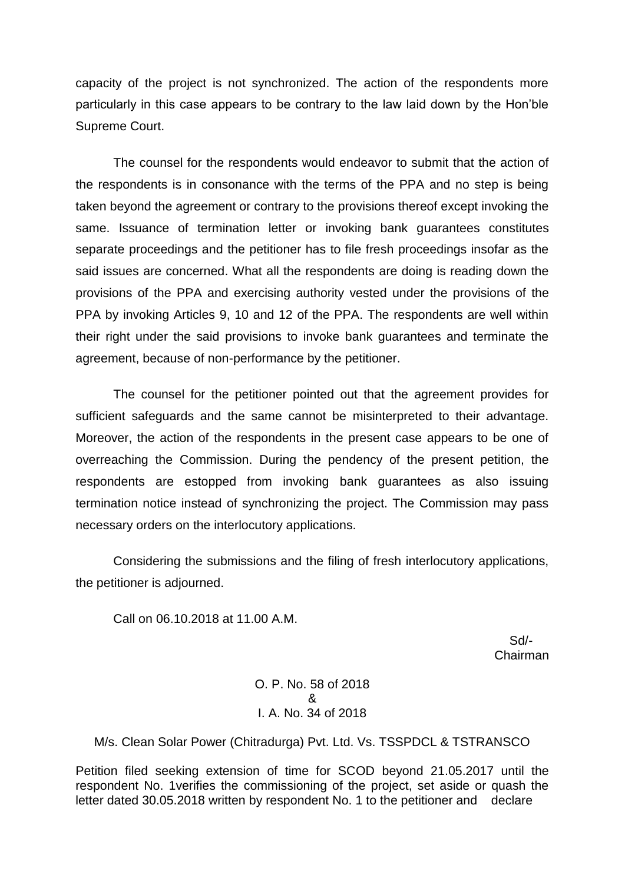capacity of the project is not synchronized. The action of the respondents more particularly in this case appears to be contrary to the law laid down by the Hon'ble Supreme Court.

The counsel for the respondents would endeavor to submit that the action of the respondents is in consonance with the terms of the PPA and no step is being taken beyond the agreement or contrary to the provisions thereof except invoking the same. Issuance of termination letter or invoking bank guarantees constitutes separate proceedings and the petitioner has to file fresh proceedings insofar as the said issues are concerned. What all the respondents are doing is reading down the provisions of the PPA and exercising authority vested under the provisions of the PPA by invoking Articles 9, 10 and 12 of the PPA. The respondents are well within their right under the said provisions to invoke bank guarantees and terminate the agreement, because of non-performance by the petitioner.

The counsel for the petitioner pointed out that the agreement provides for sufficient safeguards and the same cannot be misinterpreted to their advantage. Moreover, the action of the respondents in the present case appears to be one of overreaching the Commission. During the pendency of the present petition, the respondents are estopped from invoking bank guarantees as also issuing termination notice instead of synchronizing the project. The Commission may pass necessary orders on the interlocutory applications.

Considering the submissions and the filing of fresh interlocutory applications, the petitioner is adjourned.

Call on 06.10.2018 at 11.00 A.M.

Sd/-
Chairman

O. P. No. 58 of 2018
&
I. A. No. 34 of 2018

M/s. Clean Solar Power (Chitradurga) Pvt. Ltd. Vs. TSSPDCL & TSTRANSCO

Petition filed seeking extension of time for SCOD beyond 21.05.2017 until the respondent No. 1verifies the commissioning of the project, set aside or quash the letter dated 30.05.2018 written by respondent No. 1 to the petitioner and declare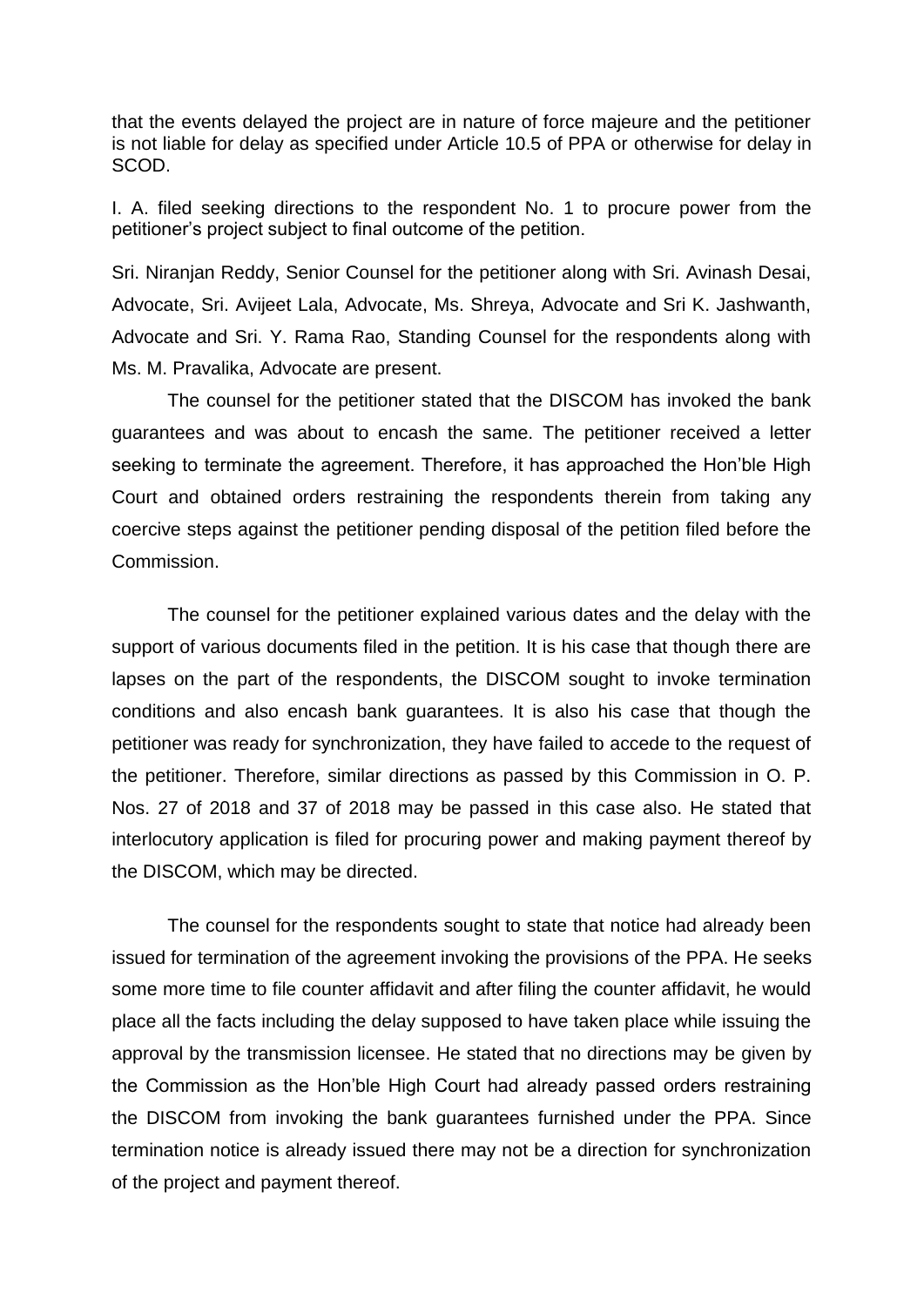that the events delayed the project are in nature of force majeure and the petitioner is not liable for delay as specified under Article 10.5 of PPA or otherwise for delay in SCOD.

I. A. filed seeking directions to the respondent No. 1 to procure power from the petitioner's project subject to final outcome of the petition.

Sri. Niranjan Reddy, Senior Counsel for the petitioner along with Sri. Avinash Desai, Advocate, Sri. Avijeet Lala, Advocate, Ms. Shreya, Advocate and Sri K. Jashwanth, Advocate and Sri. Y. Rama Rao, Standing Counsel for the respondents along with Ms. M. Pravalika, Advocate are present.

The counsel for the petitioner stated that the DISCOM has invoked the bank guarantees and was about to encash the same. The petitioner received a letter seeking to terminate the agreement. Therefore, it has approached the Hon'ble High Court and obtained orders restraining the respondents therein from taking any coercive steps against the petitioner pending disposal of the petition filed before the Commission.

The counsel for the petitioner explained various dates and the delay with the support of various documents filed in the petition. It is his case that though there are lapses on the part of the respondents, the DISCOM sought to invoke termination conditions and also encash bank guarantees. It is also his case that though the petitioner was ready for synchronization, they have failed to accede to the request of the petitioner. Therefore, similar directions as passed by this Commission in O. P. Nos. 27 of 2018 and 37 of 2018 may be passed in this case also. He stated that interlocutory application is filed for procuring power and making payment thereof by the DISCOM, which may be directed.

The counsel for the respondents sought to state that notice had already been issued for termination of the agreement invoking the provisions of the PPA. He seeks some more time to file counter affidavit and after filing the counter affidavit, he would place all the facts including the delay supposed to have taken place while issuing the approval by the transmission licensee. He stated that no directions may be given by the Commission as the Hon'ble High Court had already passed orders restraining the DISCOM from invoking the bank guarantees furnished under the PPA. Since termination notice is already issued there may not be a direction for synchronization of the project and payment thereof.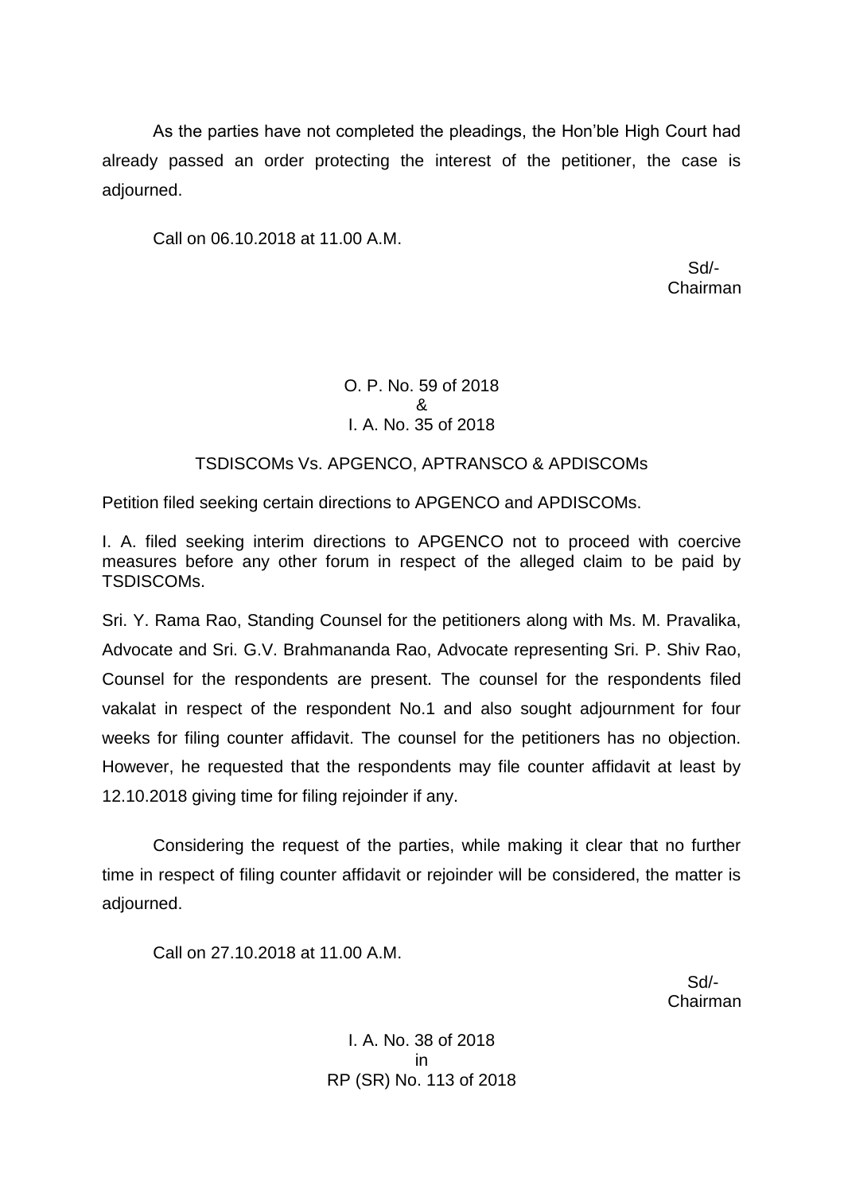As the parties have not completed the pleadings, the Hon'ble High Court had already passed an order protecting the interest of the petitioner, the case is adjourned.

Call on 06.10.2018 at 11.00 A.M.

Sd/-
Chairman

O. P. No. 59 of 2018
&
I. A. No. 35 of 2018

TSDISCOMs Vs. APGENCO, APTRANSCO & APDISCOMs

Petition filed seeking certain directions to APGENCO and APDISCOMs.

I. A. filed seeking interim directions to APGENCO not to proceed with coercive measures before any other forum in respect of the alleged claim to be paid by TSDISCOMs.

Sri. Y. Rama Rao, Standing Counsel for the petitioners along with Ms. M. Pravalika, Advocate and Sri. G.V. Brahmananda Rao, Advocate representing Sri. P. Shiv Rao, Counsel for the respondents are present. The counsel for the respondents filed vakalat in respect of the respondent No.1 and also sought adjournment for four weeks for filing counter affidavit. The counsel for the petitioners has no objection. However, he requested that the respondents may file counter affidavit at least by 12.10.2018 giving time for filing rejoinder if any.

Considering the request of the parties, while making it clear that no further time in respect of filing counter affidavit or rejoinder will be considered, the matter is adjourned.

Call on 27.10.2018 at 11.00 A.M.

Sd/-
Chairman

I. A. No. 38 of 2018
in
RP (SR) No. 113 of 2018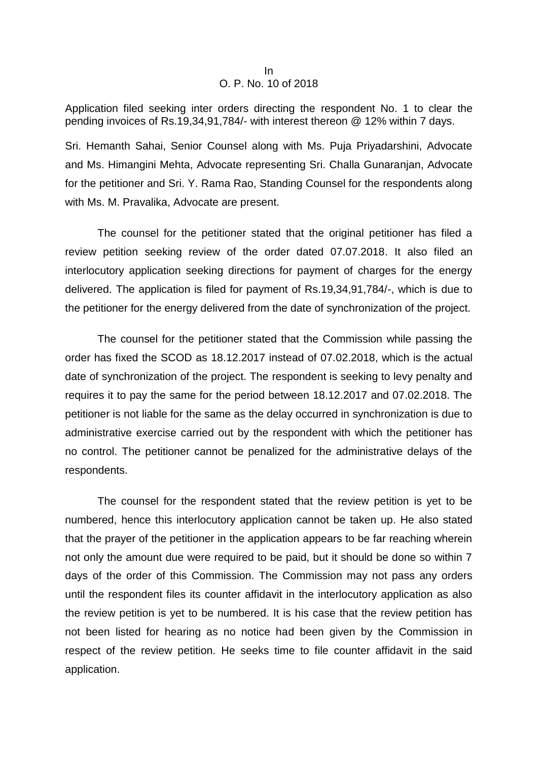In
O. P. No. 10 of 2018

Application filed seeking inter orders directing the respondent No. 1 to clear the pending invoices of Rs.19,34,91,784/- with interest thereon @ 12% within 7 days.

Sri. Hemanth Sahai, Senior Counsel along with Ms. Puja Priyadarshini, Advocate and Ms. Himangini Mehta, Advocate representing Sri. Challa Gunaranjan, Advocate for the petitioner and Sri. Y. Rama Rao, Standing Counsel for the respondents along with Ms. M. Pravalika, Advocate are present.

The counsel for the petitioner stated that the original petitioner has filed a review petition seeking review of the order dated 07.07.2018. It also filed an interlocutory application seeking directions for payment of charges for the energy delivered. The application is filed for payment of Rs.19,34,91,784/-, which is due to the petitioner for the energy delivered from the date of synchronization of the project.

The counsel for the petitioner stated that the Commission while passing the order has fixed the SCOD as 18.12.2017 instead of 07.02.2018, which is the actual date of synchronization of the project. The respondent is seeking to levy penalty and requires it to pay the same for the period between 18.12.2017 and 07.02.2018. The petitioner is not liable for the same as the delay occurred in synchronization is due to administrative exercise carried out by the respondent with which the petitioner has no control. The petitioner cannot be penalized for the administrative delays of the respondents.

The counsel for the respondent stated that the review petition is yet to be numbered, hence this interlocutory application cannot be taken up. He also stated that the prayer of the petitioner in the application appears to be far reaching wherein not only the amount due were required to be paid, but it should be done so within 7 days of the order of this Commission. The Commission may not pass any orders until the respondent files its counter affidavit in the interlocutory application as also the review petition is yet to be numbered. It is his case that the review petition has not been listed for hearing as no notice had been given by the Commission in respect of the review petition. He seeks time to file counter affidavit in the said application.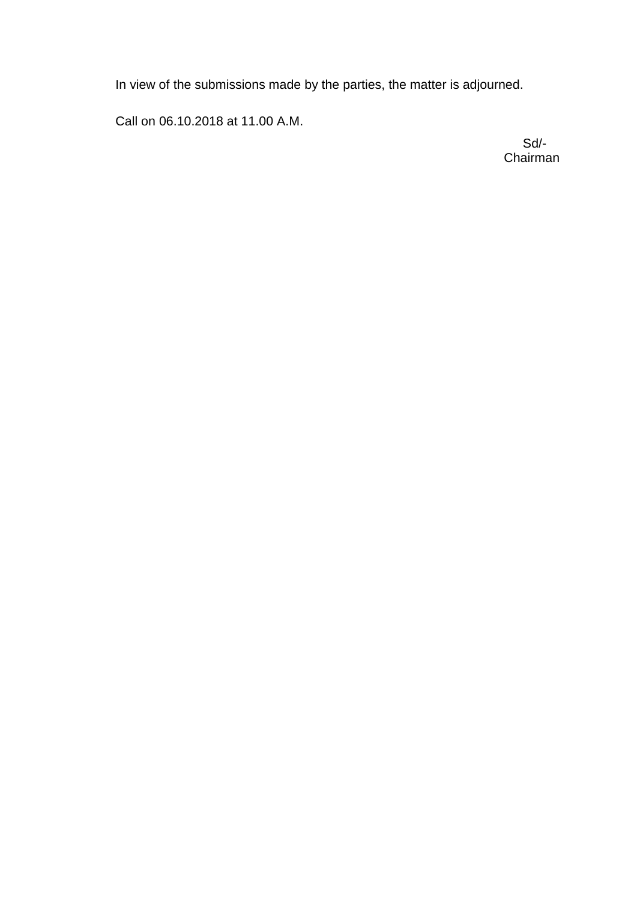In view of the submissions made by the parties, the matter is adjourned.

Call on 06.10.2018 at 11.00 A.M.

Sd/-
Chairman